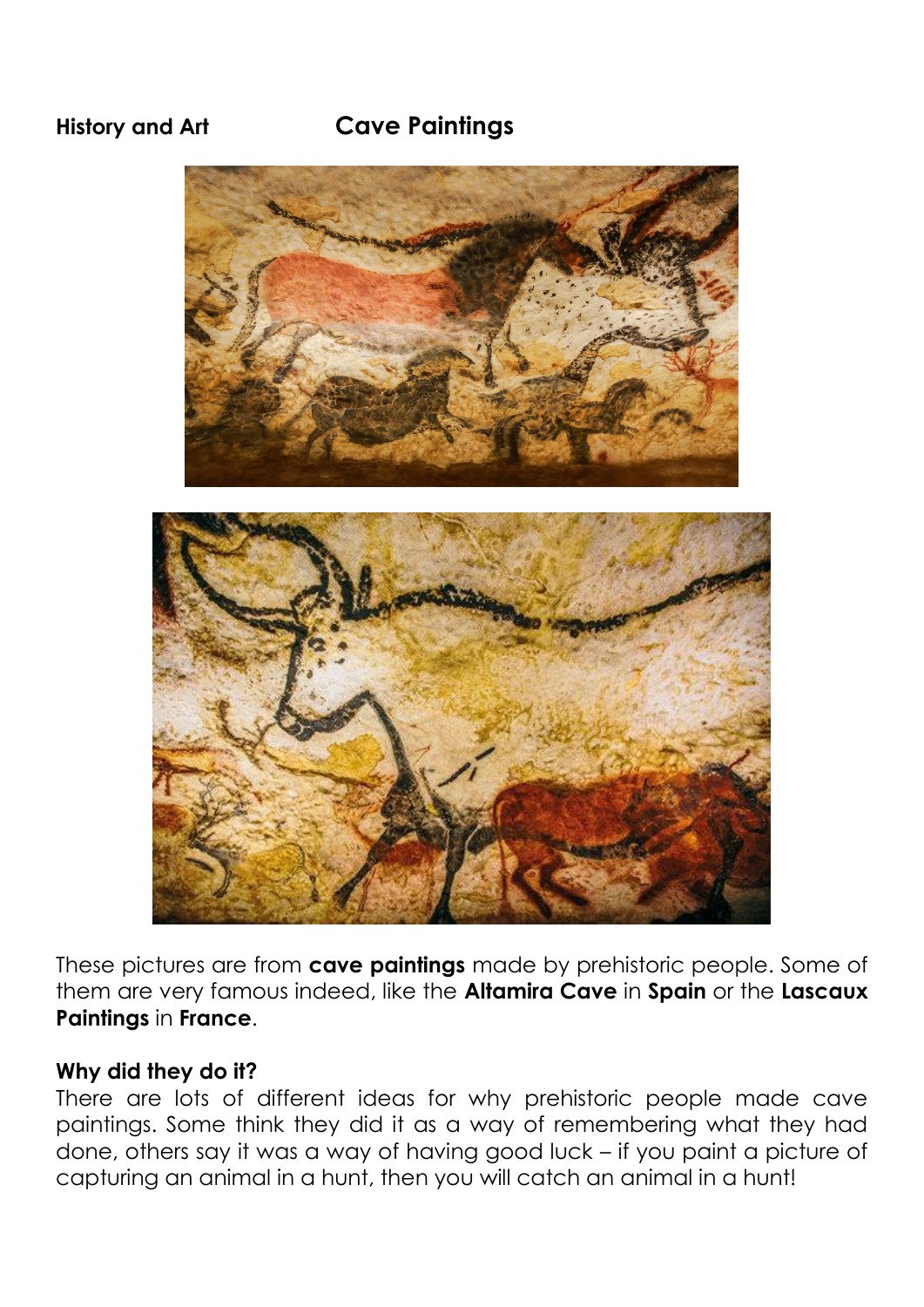**History and Art**

# Cave Paintings

These pictures are from **cave paintings** made by prehistoric people. Some of them are very famous indeed, like the **Altamira Cave** in **Spain** or the **Lascaux Paintings** in **France**.

**Why did they do it?**

There are lots of different ideas for why prehistoric people made cave paintings. Some think they did it as a way of remembering what they had done, others say it was a way of having good luck – if you paint a picture of capturing an animal in a hunt, then you will catch an animal in a hunt!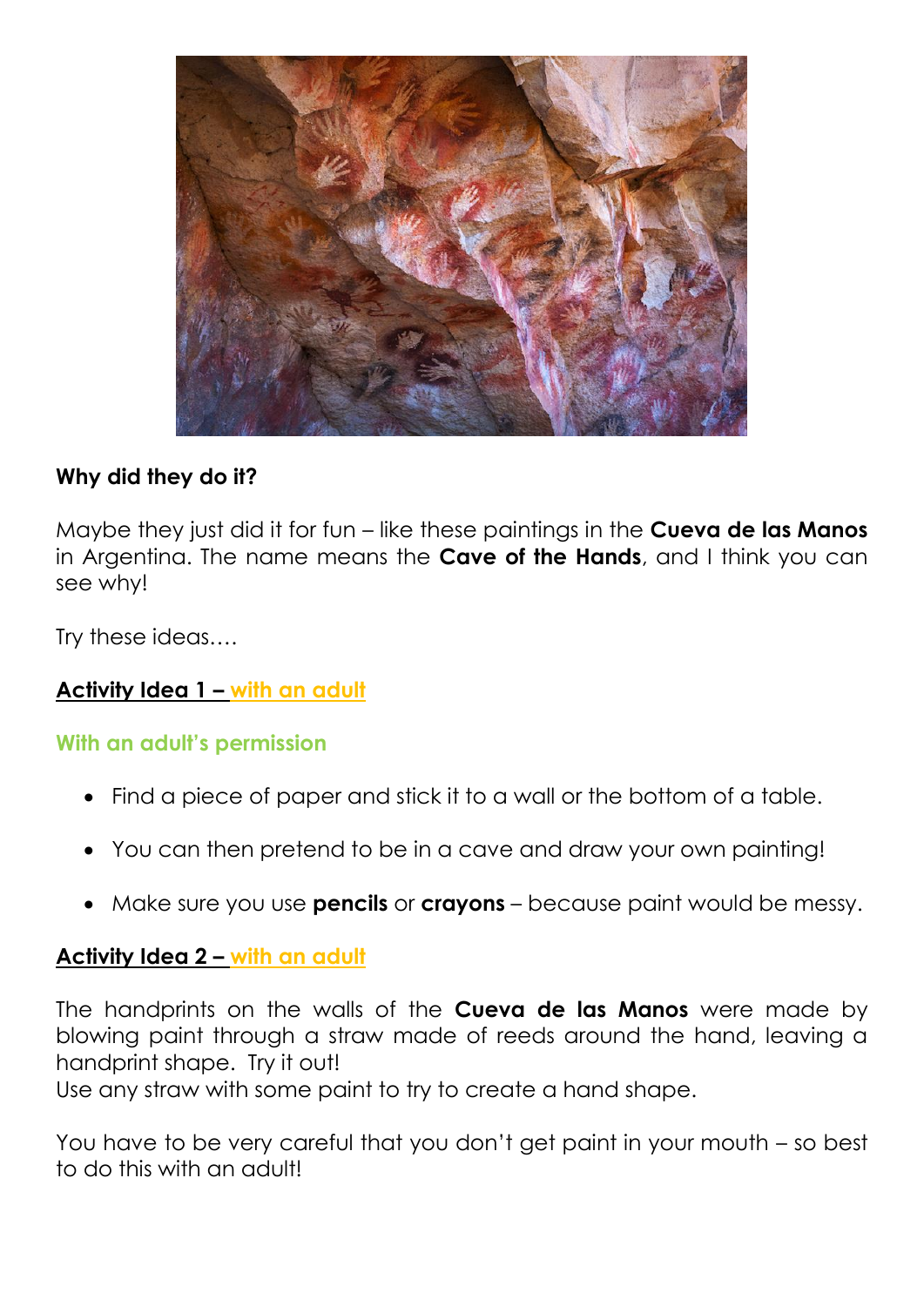**Why did they do it?**

Maybe they just did it for fun – like these paintings in the **Cueva de las Manos** in Argentina. The name means the **Cave of the Hands**, and I think you can see why!

Try these ideas….

**Activity Idea 1 – with an adult**

**With an adult's permission**

- Find a piece of paper and stick it to a wall or the bottom of a table.
- You can then pretend to be in a cave and draw your own painting!
- Make sure you use **pencils** or **crayons** – because paint would be messy.

**Activity Idea 2 – with an adult**

The handprints on the walls of the **Cueva de las Manos** were made by blowing paint through a straw made of reeds around the hand, leaving a handprint shape. Try it out!
Use any straw with some paint to try to create a hand shape.

You have to be very careful that you don't get paint in your mouth – so best to do this with an adult!